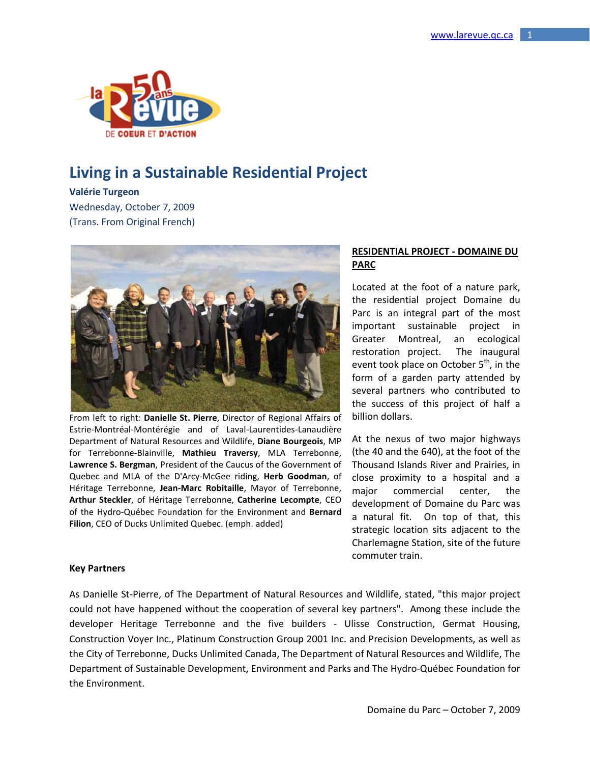# Living in a Sustainable Residential Project

**Valérie Turgeon**

Wednesday, October 7, 2009

(Trans. From Original French)

From left to right: **Danielle St. Pierre**, Director of Regional Affairs of Estrie-Montréal-Montérégie and of Laval-Laurentides-Lanaudière Department of Natural Resources and Wildlife, **Diane Bourgeois**, MP for Terrebonne-Blainville, **Mathieu Traversy**, MLA Terrebonne, **Lawrence S. Bergman**, President of the Caucus of the Government of Quebec and MLA of the D'Arcy-McGee riding, **Herb Goodman**, of Héritage Terrebonne, **Jean-Marc Robitaille**, Mayor of Terrebonne, **Arthur Steckler**, of Héritage Terrebonne, **Catherine Lecompte**, CEO of the Hydro-Québec Foundation for the Environment and **Bernard Filion**, CEO of Ducks Unlimited Quebec. (emph. added)

## RESIDENTIAL PROJECT - DOMAINE DU PARC

Located at the foot of a nature park, the residential project Domaine du Parc is an integral part of the most important sustainable project in Greater Montreal, an ecological restoration project. The inaugural event took place on October 5th, in the form of a garden party attended by several partners who contributed to the success of this project of half a billion dollars.

At the nexus of two major highways (the 40 and the 640), at the foot of the Thousand Islands River and Prairies, in close proximity to a hospital and a major commercial center, the development of Domaine du Parc was a natural fit. On top of that, this strategic location sits adjacent to the Charlemagne Station, site of the future commuter train.

**Key Partners**

As Danielle St-Pierre, of The Department of Natural Resources and Wildlife, stated, "this major project could not have happened without the cooperation of several key partners". Among these include the developer Heritage Terrebonne and the five builders - Ulisse Construction, Germat Housing, Construction Voyer Inc., Platinum Construction Group 2001 Inc. and Precision Developments, as well as the City of Terrebonne, Ducks Unlimited Canada, The Department of Natural Resources and Wildlife, The Department of Sustainable Development, Environment and Parks and The Hydro-Québec Foundation for the Environment.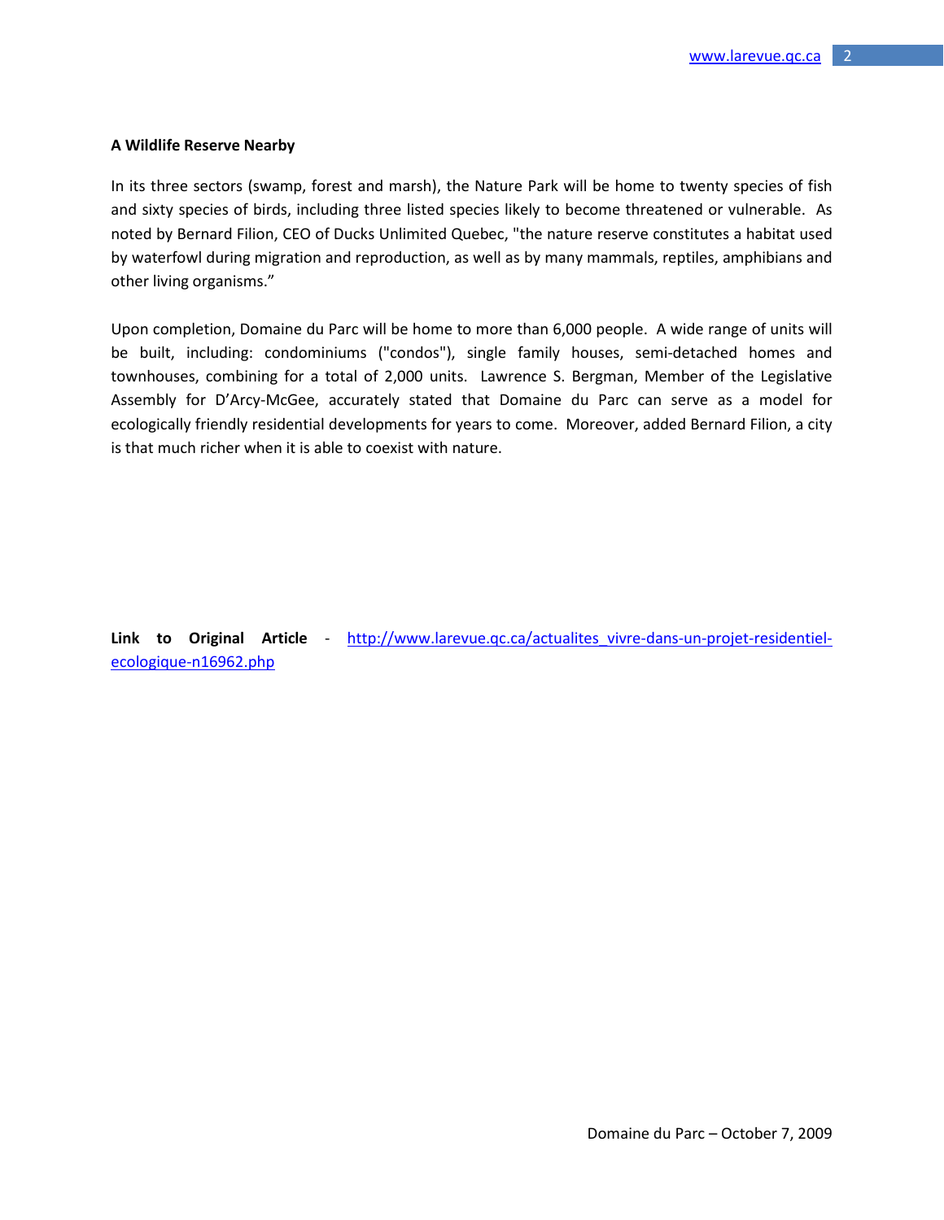**A Wildlife Reserve Nearby**

In its three sectors (swamp, forest and marsh), the Nature Park will be home to twenty species of fish and sixty species of birds, including three listed species likely to become threatened or vulnerable. As noted by Bernard Filion, CEO of Ducks Unlimited Quebec, "the nature reserve constitutes a habitat used by waterfowl during migration and reproduction, as well as by many mammals, reptiles, amphibians and other living organisms."

Upon completion, Domaine du Parc will be home to more than 6,000 people. A wide range of units will be built, including: condominiums ("condos"), single family houses, semi-detached homes and townhouses, combining for a total of 2,000 units. Lawrence S. Bergman, Member of the Legislative Assembly for D'Arcy-McGee, accurately stated that Domaine du Parc can serve as a model for ecologically friendly residential developments for years to come. Moreover, added Bernard Filion, a city is that much richer when it is able to coexist with nature.

**Link to Original Article** - http://www.larevue.qc.ca/actualites_vivre-dans-un-projet-residentiel-ecologique-n16962.php